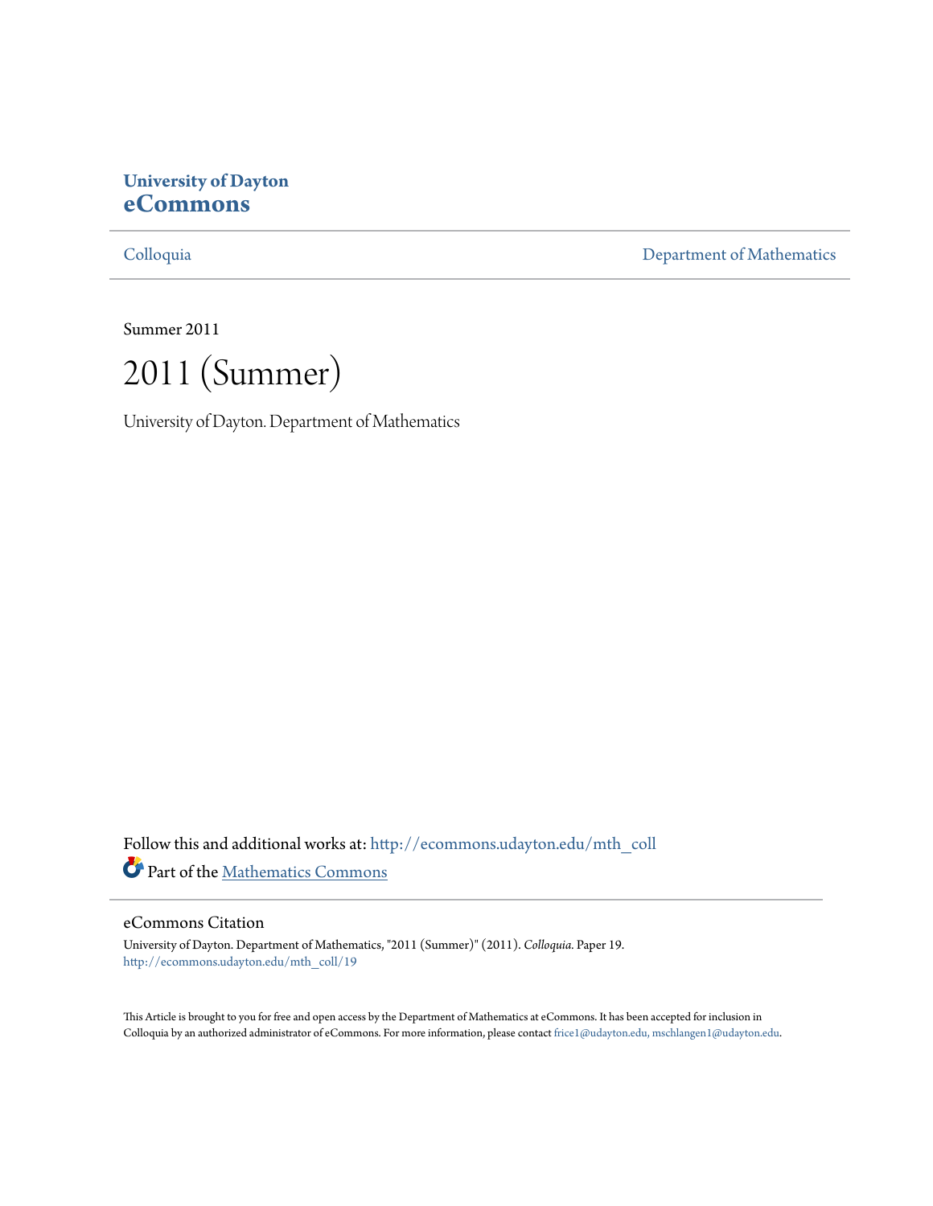**University of Dayton**
**eCommons**

Colloquia | Department of Mathematics

Summer 2011

# 2011 (Summer)

University of Dayton. Department of Mathematics

Follow this and additional works at: http://ecommons.udayton.edu/mth_coll

Part of the Mathematics Commons

## eCommons Citation

University of Dayton. Department of Mathematics, "2011 (Summer)" (2011). *Colloquia.* Paper 19.
http://ecommons.udayton.edu/mth_coll/19

This Article is brought to you for free and open access by the Department of Mathematics at eCommons. It has been accepted for inclusion in Colloquia by an authorized administrator of eCommons. For more information, please contact frice1@udayton.edu, mschlangen1@udayton.edu.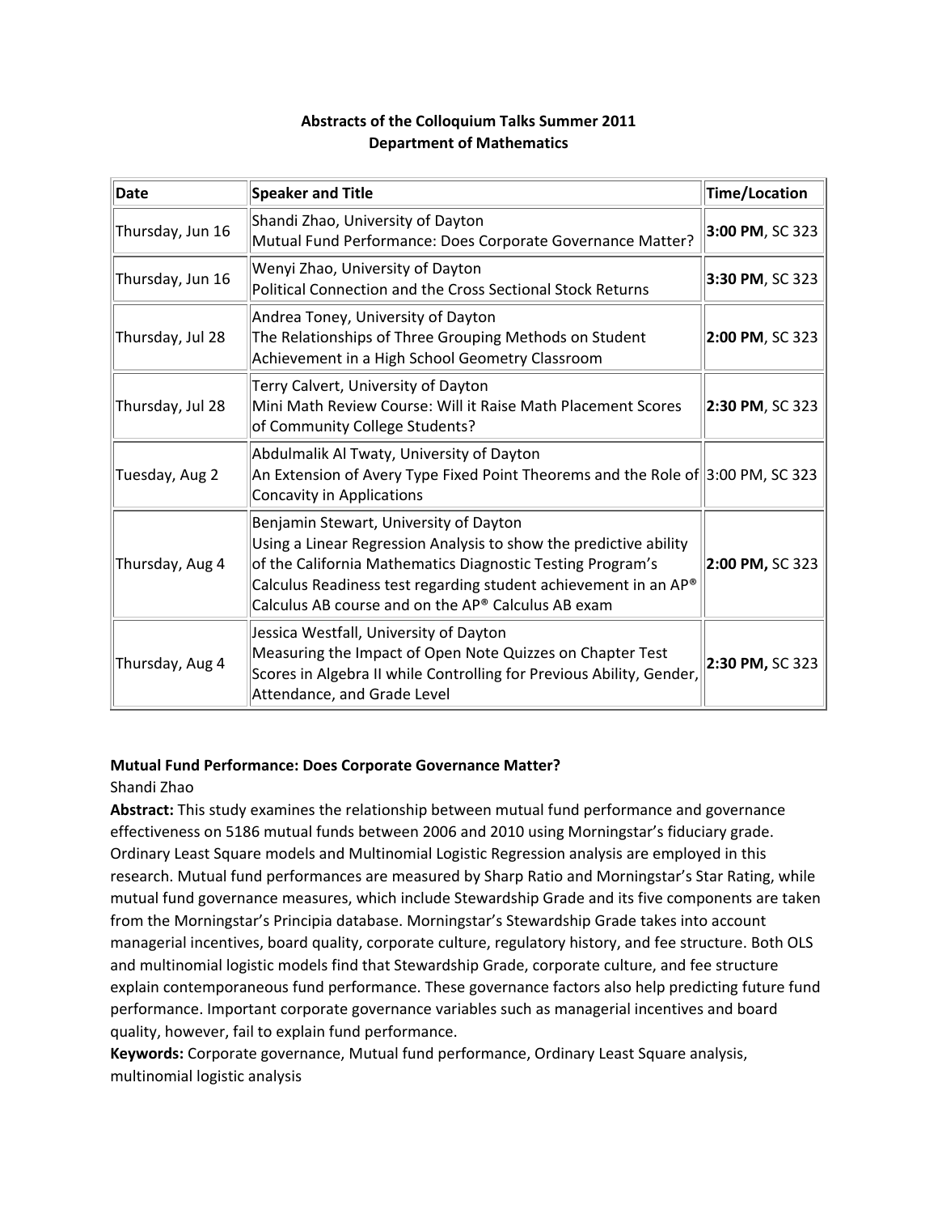**Abstracts of the Colloquium Talks Summer 2011**
**Department of Mathematics**

| Date | Speaker and Title | Time/Location |
|---|---|---|
| Thursday, Jun 16 | Shandi Zhao, University of Dayton<br>Mutual Fund Performance: Does Corporate Governance Matter? | **3:00 PM**, SC 323 |
| Thursday, Jun 16 | Wenyi Zhao, University of Dayton<br>Political Connection and the Cross Sectional Stock Returns | **3:30 PM**, SC 323 |
| Thursday, Jul 28 | Andrea Toney, University of Dayton<br>The Relationships of Three Grouping Methods on Student Achievement in a High School Geometry Classroom | **2:00 PM**, SC 323 |
| Thursday, Jul 28 | Terry Calvert, University of Dayton<br>Mini Math Review Course: Will it Raise Math Placement Scores of Community College Students? | **2:30 PM**, SC 323 |
| Tuesday, Aug 2 | Abdulmalik Al Twaty, University of Dayton<br>An Extension of Avery Type Fixed Point Theorems and the Role of Concavity in Applications | 3:00 PM, SC 323 |
| Thursday, Aug 4 | Benjamin Stewart, University of Dayton<br>Using a Linear Regression Analysis to show the predictive ability of the California Mathematics Diagnostic Testing Program's Calculus Readiness test regarding student achievement in an AP® Calculus AB course and on the AP® Calculus AB exam | **2:00 PM,** SC 323 |
| Thursday, Aug 4 | Jessica Westfall, University of Dayton<br>Measuring the Impact of Open Note Quizzes on Chapter Test Scores in Algebra II while Controlling for Previous Ability, Gender, Attendance, and Grade Level | **2:30 PM,** SC 323 |

**Mutual Fund Performance: Does Corporate Governance Matter?**

Shandi Zhao

**Abstract:** This study examines the relationship between mutual fund performance and governance effectiveness on 5186 mutual funds between 2006 and 2010 using Morningstar's fiduciary grade. Ordinary Least Square models and Multinomial Logistic Regression analysis are employed in this research. Mutual fund performances are measured by Sharp Ratio and Morningstar's Star Rating, while mutual fund governance measures, which include Stewardship Grade and its five components are taken from the Morningstar's Principia database. Morningstar's Stewardship Grade takes into account managerial incentives, board quality, corporate culture, regulatory history, and fee structure. Both OLS and multinomial logistic models find that Stewardship Grade, corporate culture, and fee structure explain contemporaneous fund performance. These governance factors also help predicting future fund performance. Important corporate governance variables such as managerial incentives and board quality, however, fail to explain fund performance.

**Keywords:** Corporate governance, Mutual fund performance, Ordinary Least Square analysis, multinomial logistic analysis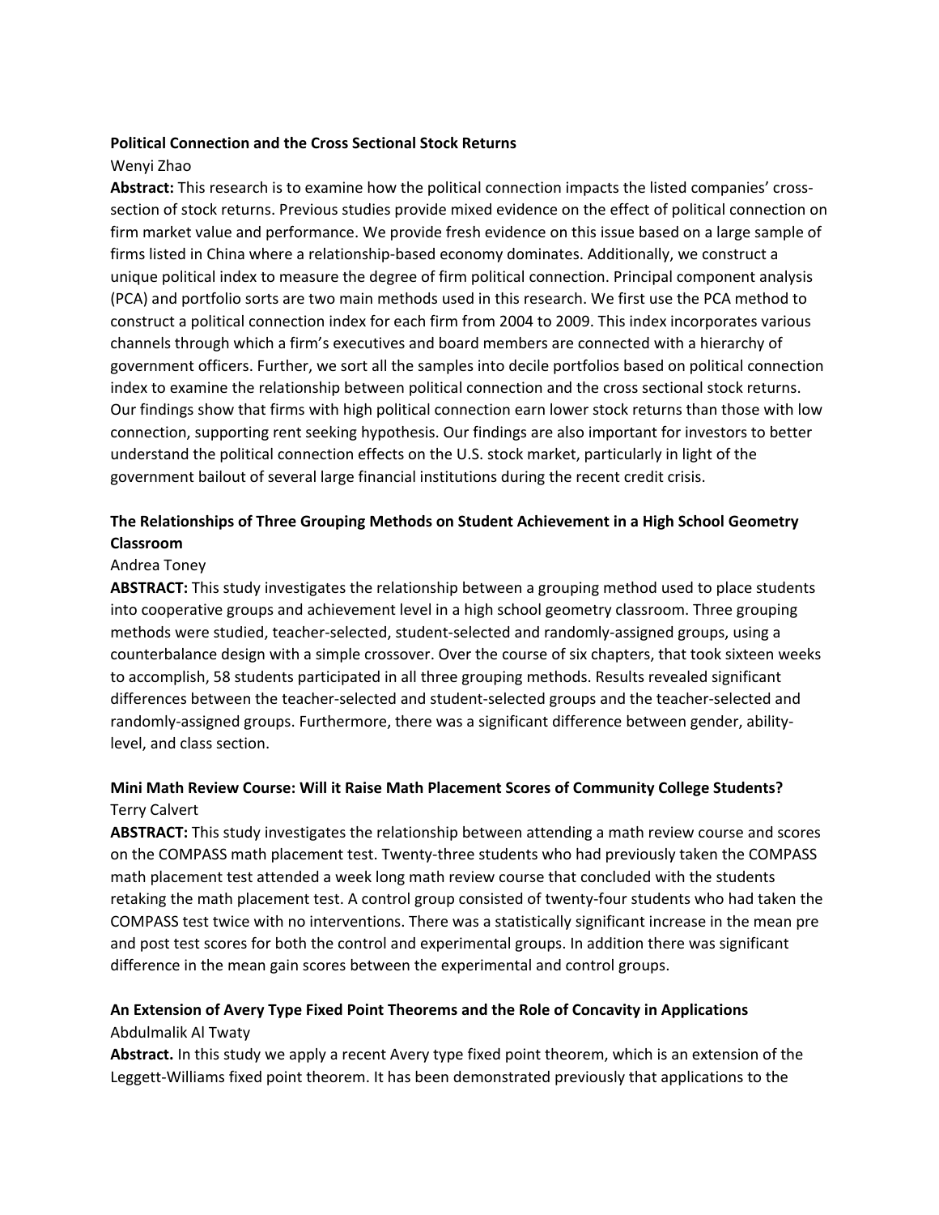**Political Connection and the Cross Sectional Stock Returns**

Wenyi Zhao

**Abstract:** This research is to examine how the political connection impacts the listed companies' cross-section of stock returns. Previous studies provide mixed evidence on the effect of political connection on firm market value and performance. We provide fresh evidence on this issue based on a large sample of firms listed in China where a relationship-based economy dominates. Additionally, we construct a unique political index to measure the degree of firm political connection. Principal component analysis (PCA) and portfolio sorts are two main methods used in this research. We first use the PCA method to construct a political connection index for each firm from 2004 to 2009. This index incorporates various channels through which a firm's executives and board members are connected with a hierarchy of government officers. Further, we sort all the samples into decile portfolios based on political connection index to examine the relationship between political connection and the cross sectional stock returns. Our findings show that firms with high political connection earn lower stock returns than those with low connection, supporting rent seeking hypothesis. Our findings are also important for investors to better understand the political connection effects on the U.S. stock market, particularly in light of the government bailout of several large financial institutions during the recent credit crisis.

**The Relationships of Three Grouping Methods on Student Achievement in a High School Geometry Classroom**

Andrea Toney

**ABSTRACT:** This study investigates the relationship between a grouping method used to place students into cooperative groups and achievement level in a high school geometry classroom. Three grouping methods were studied, teacher-selected, student-selected and randomly-assigned groups, using a counterbalance design with a simple crossover. Over the course of six chapters, that took sixteen weeks to accomplish, 58 students participated in all three grouping methods. Results revealed significant differences between the teacher-selected and student-selected groups and the teacher-selected and randomly-assigned groups. Furthermore, there was a significant difference between gender, ability-level, and class section.

**Mini Math Review Course: Will it Raise Math Placement Scores of Community College Students?**

Terry Calvert

**ABSTRACT:** This study investigates the relationship between attending a math review course and scores on the COMPASS math placement test. Twenty-three students who had previously taken the COMPASS math placement test attended a week long math review course that concluded with the students retaking the math placement test. A control group consisted of twenty-four students who had taken the COMPASS test twice with no interventions. There was a statistically significant increase in the mean pre and post test scores for both the control and experimental groups. In addition there was significant difference in the mean gain scores between the experimental and control groups.

**An Extension of Avery Type Fixed Point Theorems and the Role of Concavity in Applications**

Abdulmalik Al Twaty

**Abstract.** In this study we apply a recent Avery type fixed point theorem, which is an extension of the Leggett-Williams fixed point theorem. It has been demonstrated previously that applications to the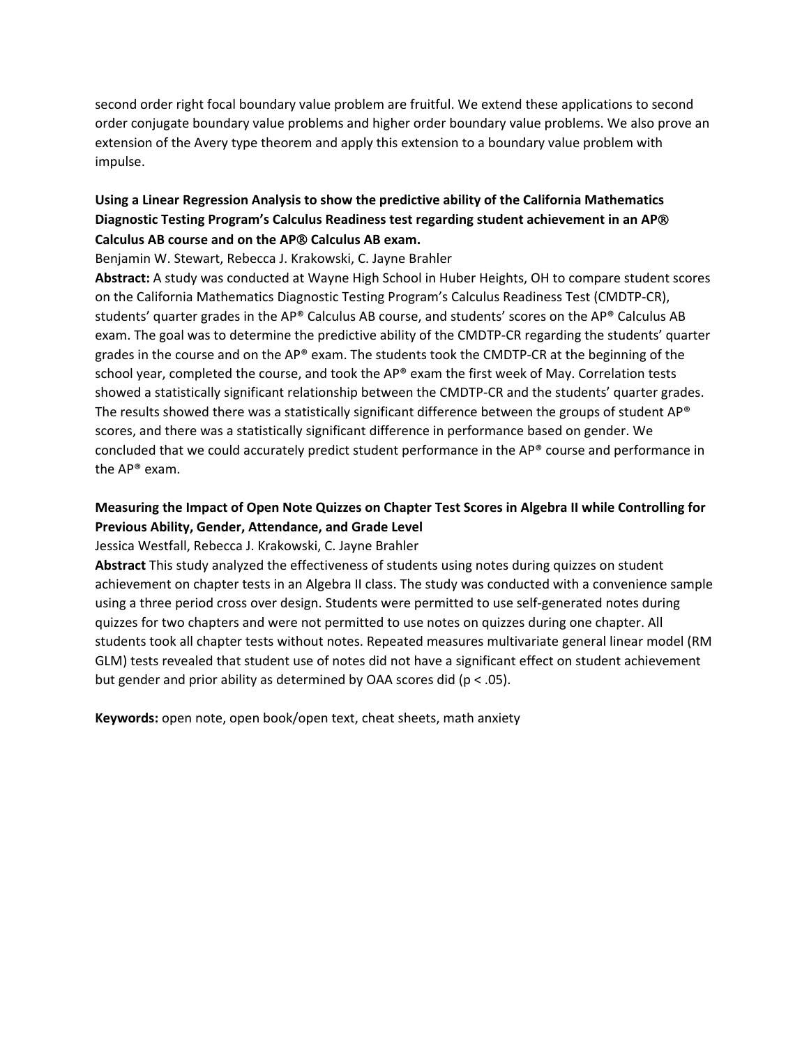second order right focal boundary value problem are fruitful. We extend these applications to second order conjugate boundary value problems and higher order boundary value problems. We also prove an extension of the Avery type theorem and apply this extension to a boundary value problem with impulse.

**Using a Linear Regression Analysis to show the predictive ability of the California Mathematics Diagnostic Testing Program's Calculus Readiness test regarding student achievement in an AP® Calculus AB course and on the AP® Calculus AB exam.**

Benjamin W. Stewart, Rebecca J. Krakowski, C. Jayne Brahler

**Abstract:** A study was conducted at Wayne High School in Huber Heights, OH to compare student scores on the California Mathematics Diagnostic Testing Program's Calculus Readiness Test (CMDTP-CR), students' quarter grades in the AP® Calculus AB course, and students' scores on the AP® Calculus AB exam. The goal was to determine the predictive ability of the CMDTP-CR regarding the students' quarter grades in the course and on the AP® exam. The students took the CMDTP-CR at the beginning of the school year, completed the course, and took the AP® exam the first week of May. Correlation tests showed a statistically significant relationship between the CMDTP-CR and the students' quarter grades. The results showed there was a statistically significant difference between the groups of student AP® scores, and there was a statistically significant difference in performance based on gender. We concluded that we could accurately predict student performance in the AP® course and performance in the AP® exam.

**Measuring the Impact of Open Note Quizzes on Chapter Test Scores in Algebra II while Controlling for Previous Ability, Gender, Attendance, and Grade Level**

Jessica Westfall, Rebecca J. Krakowski, C. Jayne Brahler

**Abstract** This study analyzed the effectiveness of students using notes during quizzes on student achievement on chapter tests in an Algebra II class. The study was conducted with a convenience sample using a three period cross over design. Students were permitted to use self-generated notes during quizzes for two chapters and were not permitted to use notes on quizzes during one chapter. All students took all chapter tests without notes. Repeated measures multivariate general linear model (RM GLM) tests revealed that student use of notes did not have a significant effect on student achievement but gender and prior ability as determined by OAA scores did ($p < .05$).

**Keywords:** open note, open book/open text, cheat sheets, math anxiety